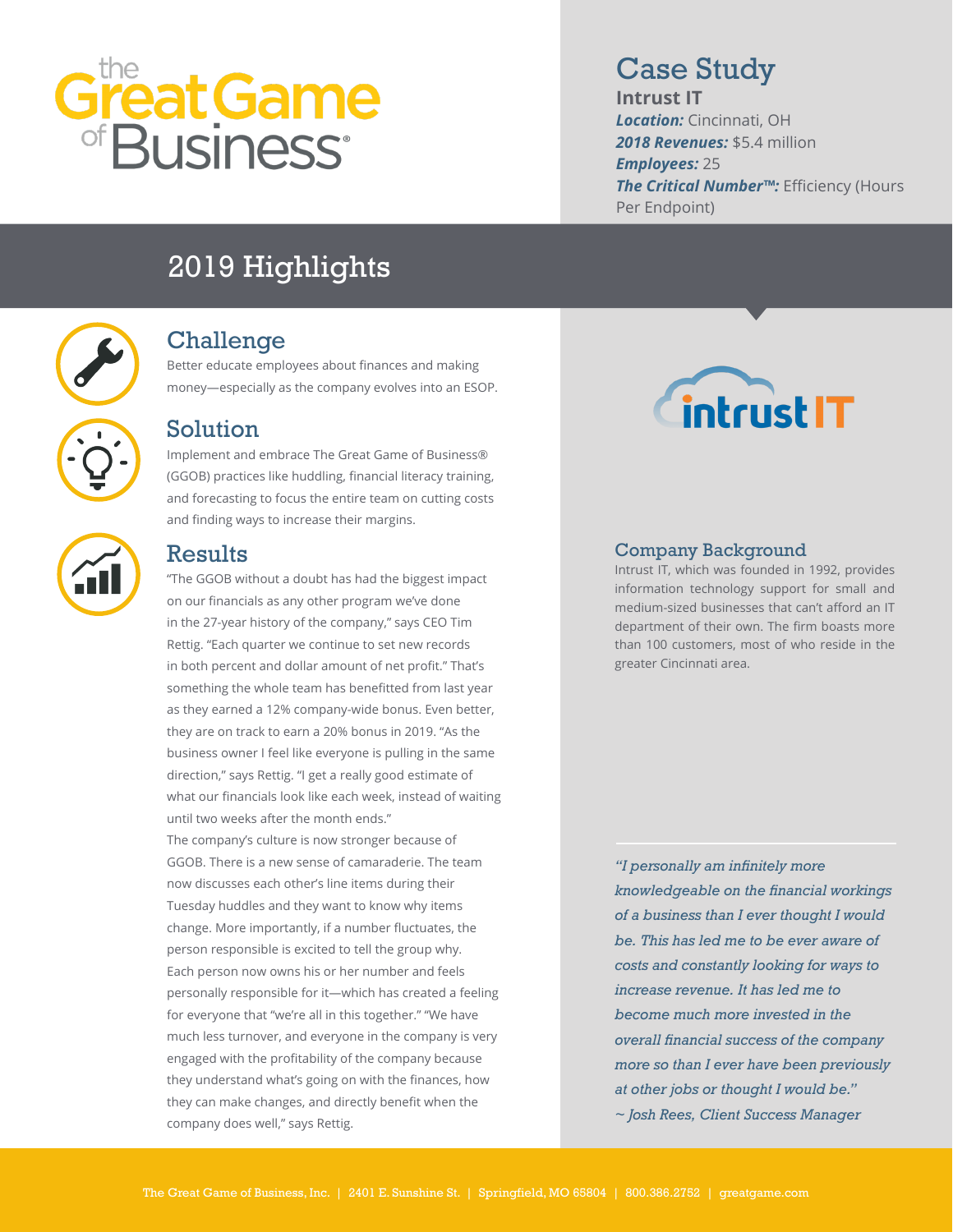# the Great Game of Business®

## Case Study

**Intrust IT**

***Location:*** Cincinnati, OH

***2018 Revenues:*** $5.4 million

***Employees:*** 25

***The Critical Number™:*** Efficiency (Hours Per Endpoint)

## 2019 Highlights

### Challenge

Better educate employees about finances and making money—especially as the company evolves into an ESOP.

### Solution

Implement and embrace The Great Game of Business® (GGOB) practices like huddling, financial literacy training, and forecasting to focus the entire team on cutting costs and finding ways to increase their margins.

### Results

"The GGOB without a doubt has had the biggest impact on our financials as any other program we've done in the 27-year history of the company," says CEO Tim Rettig. "Each quarter we continue to set new records in both percent and dollar amount of net profit." That's something the whole team has benefitted from last year as they earned a 12% company-wide bonus. Even better, they are on track to earn a 20% bonus in 2019. "As the business owner I feel like everyone is pulling in the same direction," says Rettig. "I get a really good estimate of what our financials look like each week, instead of waiting until two weeks after the month ends."

The company's culture is now stronger because of GGOB. There is a new sense of camaraderie. The team now discusses each other's line items during their Tuesday huddles and they want to know why items change. More importantly, if a number fluctuates, the person responsible is excited to tell the group why. Each person now owns his or her number and feels personally responsible for it—which has created a feeling for everyone that "we're all in this together." "We have much less turnover, and everyone in the company is very engaged with the profitability of the company because they understand what's going on with the finances, how they can make changes, and directly benefit when the company does well," says Rettig.

intrust IT

### Company Background

Intrust IT, which was founded in 1992, provides information technology support for small and medium-sized businesses that can't afford an IT department of their own. The firm boasts more than 100 customers, most of who reside in the greater Cincinnati area.

*"I personally am infinitely more knowledgeable on the financial workings of a business than I ever thought I would be. This has led me to be ever aware of costs and constantly looking for ways to increase revenue. It has led me to become much more invested in the overall financial success of the company more so than I ever have been previously at other jobs or thought I would be."*

*~ Josh Rees, Client Success Manager*

The Great Game of Business, Inc. | 2401 E. Sunshine St. | Springfield, MO 65804 | 800.386.2752 | greatgame.com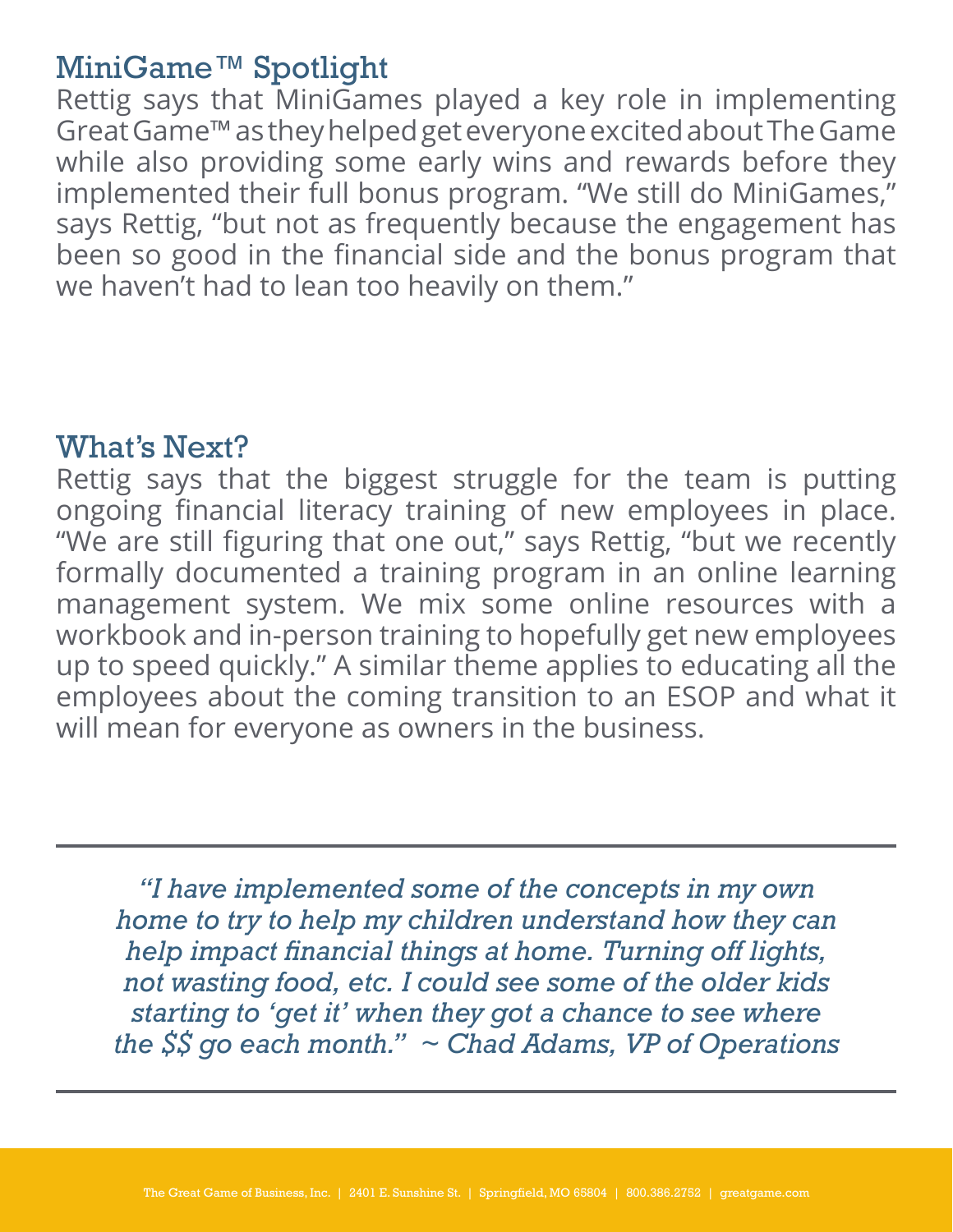## MiniGame™ Spotlight

Rettig says that MiniGames played a key role in implementing Great Game™ as they helped get everyone excited about The Game while also providing some early wins and rewards before they implemented their full bonus program. “We still do MiniGames,” says Rettig, “but not as frequently because the engagement has been so good in the financial side and the bonus program that we haven’t had to lean too heavily on them.”

## What’s Next?

Rettig says that the biggest struggle for the team is putting ongoing financial literacy training of new employees in place. “We are still figuring that one out,” says Rettig, “but we recently formally documented a training program in an online learning management system. We mix some online resources with a workbook and in-person training to hopefully get new employees up to speed quickly.” A similar theme applies to educating all the employees about the coming transition to an ESOP and what it will mean for everyone as owners in the business.

---

*“I have implemented some of the concepts in my own home to try to help my children understand how they can help impact financial things at home. Turning off lights, not wasting food, etc. I could see some of the older kids starting to ‘get it’ when they got a chance to see where the $$ go each month.” ~ Chad Adams, VP of Operations*

---

The Great Game of Business, Inc. | 2401 E. Sunshine St. | Springfield, MO 65804 | 800.386.2752 | greatgame.com